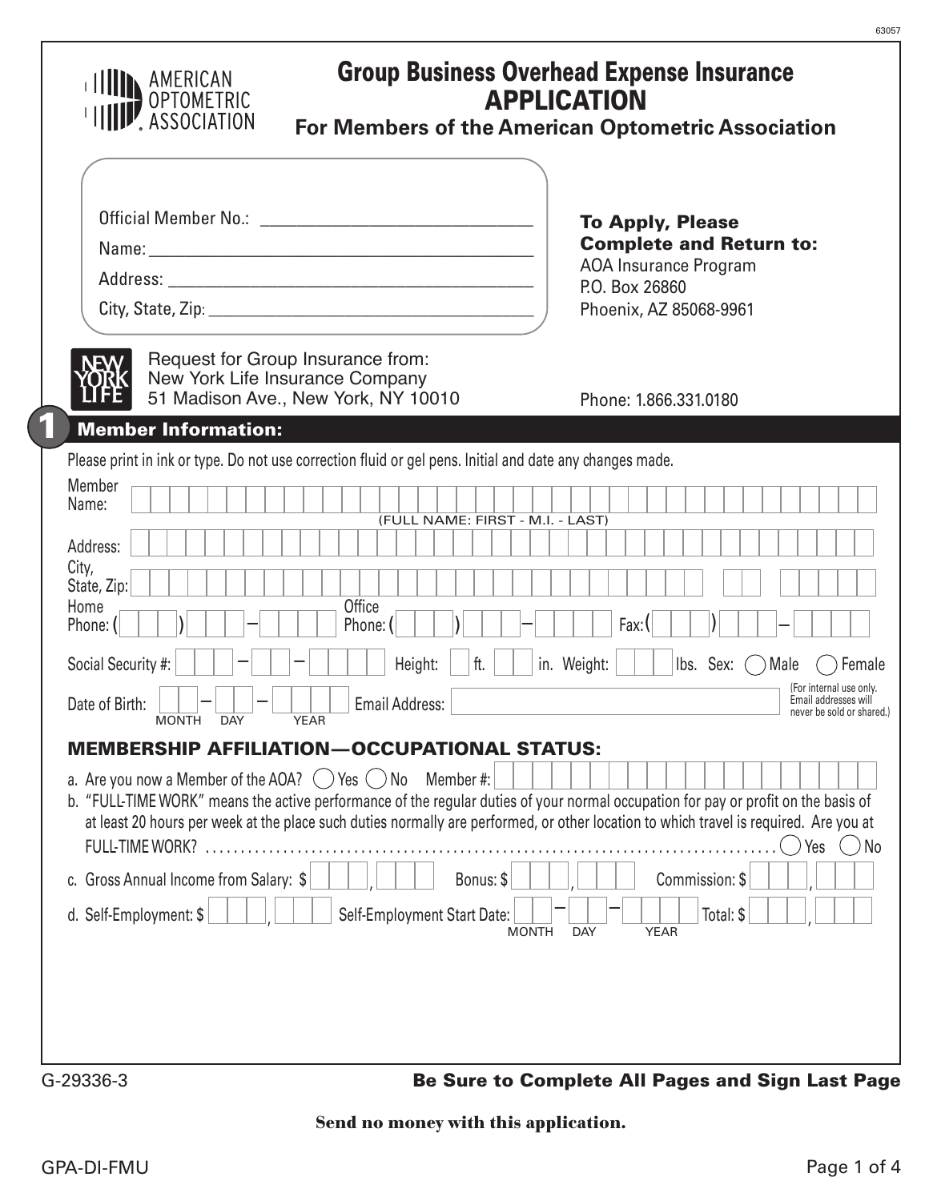63057

AMERICAN OPTOMETRIC ASSOCIATION

# Group Business Overhead Expense Insurance APPLICATION

## For Members of the American Optometric Association

Official Member No.: ______________________________

Name: ______________________________

Address: ______________________________

City, State, Zip: ______________________________

**To Apply, Please Complete and Return to:**
AOA Insurance Program
P.O. Box 26860
Phoenix, AZ 85068-9961

Request for Group Insurance from:
New York Life Insurance Company
51 Madison Ave., New York, NY 10010

Phone: 1.866.331.0180

## 1 Member Information:

Please print in ink or type. Do not use correction fluid or gel pens. Initial and date any changes made.

Member Name: ______________________________ (FULL NAME: FIRST - M.I. - LAST)

Address: ______________________________

City, State, Zip: ______________________________

Home Phone: ( ) – Office Phone: ( ) – Fax: ( ) –

Social Security #: – – Height: ft. in. Weight: lbs. Sex: ◯ Male ◯ Female

Date of Birth: – – (MONTH DAY YEAR) Email Address: ______________________________ (For internal use only. Email addresses will never be sold or shared.)

### MEMBERSHIP AFFILIATION—OCCUPATIONAL STATUS:

a. Are you now a Member of the AOA? ◯ Yes ◯ No Member #: ______________________________

b. "FULL-TIME WORK" means the active performance of the regular duties of your normal occupation for pay or profit on the basis of at least 20 hours per week at the place such duties normally are performed, or other location to which travel is required. Are you at FULL-TIME WORK? ◯ Yes ◯ No

c. Gross Annual Income from Salary: $ , Bonus: $ , Commission: $ ,

d. Self-Employment: $ , Self-Employment Start Date: – – (MONTH DAY YEAR) Total: $ ,

G-29336-3

**Be Sure to Complete All Pages and Sign Last Page**

**Send no money with this application.**

GPA-DI-FMU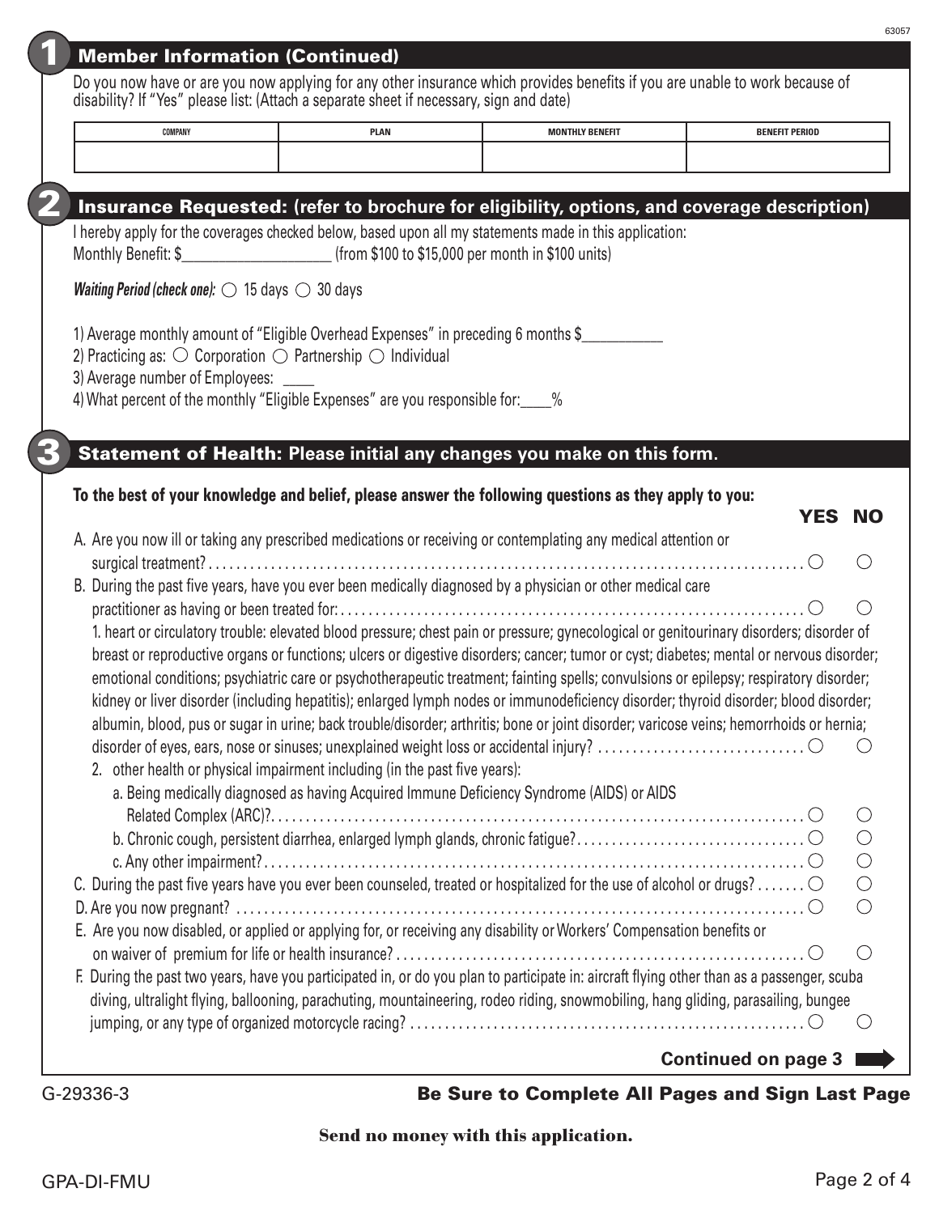63057

## 1 Member Information (Continued)

Do you now have or are you now applying for any other insurance which provides benefits if you are unable to work because of disability? If "Yes" please list: (Attach a separate sheet if necessary, sign and date)

| COMPANY | PLAN | MONTHLY BENEFIT | BENEFIT PERIOD |
|---|---|---|---|
| | | | |

## 2 Insurance Requested: (refer to brochure for eligibility, options, and coverage description)

I hereby apply for the coverages checked below, based upon all my statements made in this application:

Monthly Benefit: $____________________ (from $100 to $15,000 per month in $100 units)

*Waiting Period (check one):* ○ 15 days ○ 30 days

1) Average monthly amount of "Eligible Overhead Expenses" in preceding 6 months $___________
2) Practicing as: ○ Corporation ○ Partnership ○ Individual
3) Average number of Employees: _____
4) What percent of the monthly "Eligible Expenses" are you responsible for:____%

## 3 Statement of Health: Please initial any changes you make on this form.

**To the best of your knowledge and belief, please answer the following questions as they apply to you:**

| | YES | NO |
|---|---|---|
| A. Are you now ill or taking any prescribed medications or receiving or contemplating any medical attention or surgical treatment? | ○ | ○ |
| B. During the past five years, have you ever been medically diagnosed by a physician or other medical care practitioner as having or been treated for: | ○ | ○ |
| 1. heart or circulatory trouble: elevated blood pressure; chest pain or pressure; gynecological or genitourinary disorders; disorder of breast or reproductive organs or functions; ulcers or digestive disorders; cancer; tumor or cyst; diabetes; mental or nervous disorder; emotional conditions; psychiatric care or psychotherapeutic treatment; fainting spells; convulsions or epilepsy; respiratory disorder; kidney or liver disorder (including hepatitis); enlarged lymph nodes or immunodeficiency disorder; thyroid disorder; blood disorder; albumin, blood, pus or sugar in urine; back trouble/disorder; arthritis; bone or joint disorder; varicose veins; hemorrhoids or hernia; disorder of eyes, ears, nose or sinuses; unexplained weight loss or accidental injury? | ○ | ○ |
| 2. other health or physical impairment including (in the past five years): | | |
| a. Being medically diagnosed as having Acquired Immune Deficiency Syndrome (AIDS) or AIDS Related Complex (ARC)? | ○ | ○ |
| b. Chronic cough, persistent diarrhea, enlarged lymph glands, chronic fatigue? | ○ | ○ |
| c. Any other impairment? | ○ | ○ |
| C. During the past five years have you ever been counseled, treated or hospitalized for the use of alcohol or drugs? | ○ | ○ |
| D. Are you now pregnant? | ○ | ○ |
| E. Are you now disabled, or applied or applying for, or receiving any disability or Workers' Compensation benefits or on waiver of premium for life or health insurance? | ○ | ○ |
| F. During the past two years, have you participated in, or do you plan to participate in: aircraft flying other than as a passenger, scuba diving, ultralight flying, ballooning, parachuting, mountaineering, rodeo riding, snowmobiling, hang gliding, parasailing, bungee jumping, or any type of organized motorcycle racing? | ○ | ○ |

**Continued on page 3**

G-29336-3

**Be Sure to Complete All Pages and Sign Last Page**

**Send no money with this application.**

GPA-DI-FMU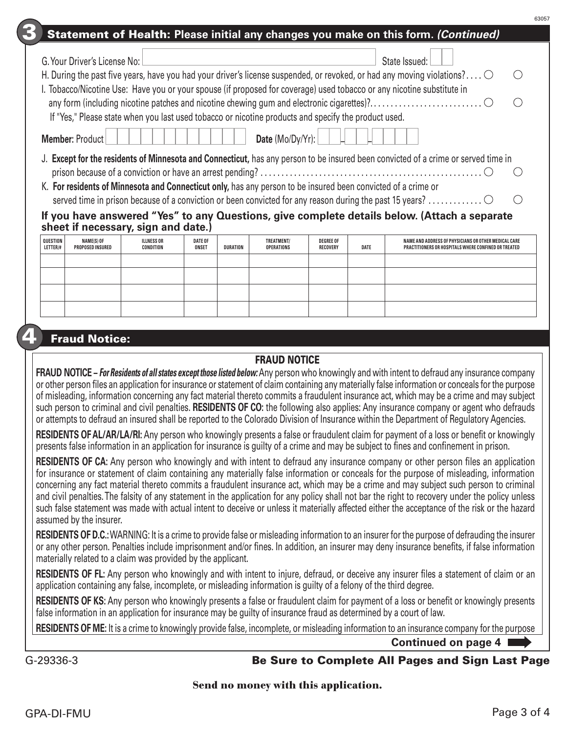## 3 Statement of Health: Please initial any changes you make on this form. *(Continued)*

G. Your Driver's License No: ______________________ State Issued: ____

H. During the past five years, have you had your driver's license suspended, or revoked, or had any moving violations? .... ○ ○

I. Tobacco/Nicotine Use: Have you or your spouse (if proposed for coverage) used tobacco or any nicotine substitute in any form (including nicotine patches and nicotine chewing gum and electronic cigarettes)? .......................... ○ ○

If "Yes," Please state when you last used tobacco or nicotine products and specify the product used.

**Member:** Product ______________ **Date** (Mo/Dy/Yr): ___-___-_____

J. **Except for the residents of Minnesota and Connecticut,** has any person to be insured been convicted of a crime or served time in prison because of a conviction or have an arrest pending? .................................................... ○ ○

K. **For residents of Minnesota and Connecticut only,** has any person to be insured been convicted of a crime or served time in prison because of a conviction or been convicted for any reason during the past 15 years? ............ ○ ○

**If you have answered "Yes" to any Questions, give complete details below. (Attach a separate sheet if necessary, sign and date.)**

| QUESTION LETTER/# | NAME(S) OF PROPOSED INSURED | ILLNESS OR CONDITION | DATE OF ONSET | DURATION | TREATMENT/ OPERATIONS | DEGREE OF RECOVERY | DATE | NAME AND ADDRESS OF PHYSICIANS OR OTHER MEDICAL CARE PRACTITIONERS OR HOSPITALS WHERE CONFINED OR TREATED |
|---|---|---|---|---|---|---|---|---|
| | | | | | | | | |
| | | | | | | | | |
| | | | | | | | | |
| | | | | | | | | |

## 4 Fraud Notice:

### FRAUD NOTICE

**FRAUD NOTICE –** ***For Residents of all states except those listed below:*** Any person who knowingly and with intent to defraud any insurance company or other person files an application for insurance or statement of claim containing any materially false information or conceals for the purpose of misleading, information concerning any fact material thereto commits a fraudulent insurance act, which may be a crime and may subject such person to criminal and civil penalties. **RESIDENTS OF CO:** the following also applies: Any insurance company or agent who defrauds or attempts to defraud an insured shall be reported to the Colorado Division of Insurance within the Department of Regulatory Agencies.

**RESIDENTS OF AL/AR/LA/RI:** Any person who knowingly presents a false or fraudulent claim for payment of a loss or benefit or knowingly presents false information in an application for insurance is guilty of a crime and may be subject to fines and confinement in prison.

**RESIDENTS OF CA:** Any person who knowingly and with intent to defraud any insurance company or other person files an application for insurance or statement of claim containing any materially false information or conceals for the purpose of misleading, information concerning any fact material thereto commits a fraudulent insurance act, which may be a crime and may subject such person to criminal and civil penalties. The falsity of any statement in the application for any policy shall not bar the right to recovery under the policy unless such false statement was made with actual intent to deceive or unless it materially affected either the acceptance of the risk or the hazard assumed by the insurer.

**RESIDENTS OF D.C.:** WARNING: It is a crime to provide false or misleading information to an insurer for the purpose of defrauding the insurer or any other person. Penalties include imprisonment and/or fines. In addition, an insurer may deny insurance benefits, if false information materially related to a claim was provided by the applicant.

**RESIDENTS OF FL:** Any person who knowingly and with intent to injure, defraud, or deceive any insurer files a statement of claim or an application containing any false, incomplete, or misleading information is guilty of a felony of the third degree.

**RESIDENTS OF KS:** Any person who knowingly presents a false or fraudulent claim for payment of a loss or benefit or knowingly presents false information in an application for insurance may be guilty of insurance fraud as determined by a court of law.

**RESIDENTS OF ME:** It is a crime to knowingly provide false, incomplete, or misleading information to an insurance company for the purpose

**Continued on page 4** ➡

G-29336-3

**Be Sure to Complete All Pages and Sign Last Page**

**Send no money with this application.**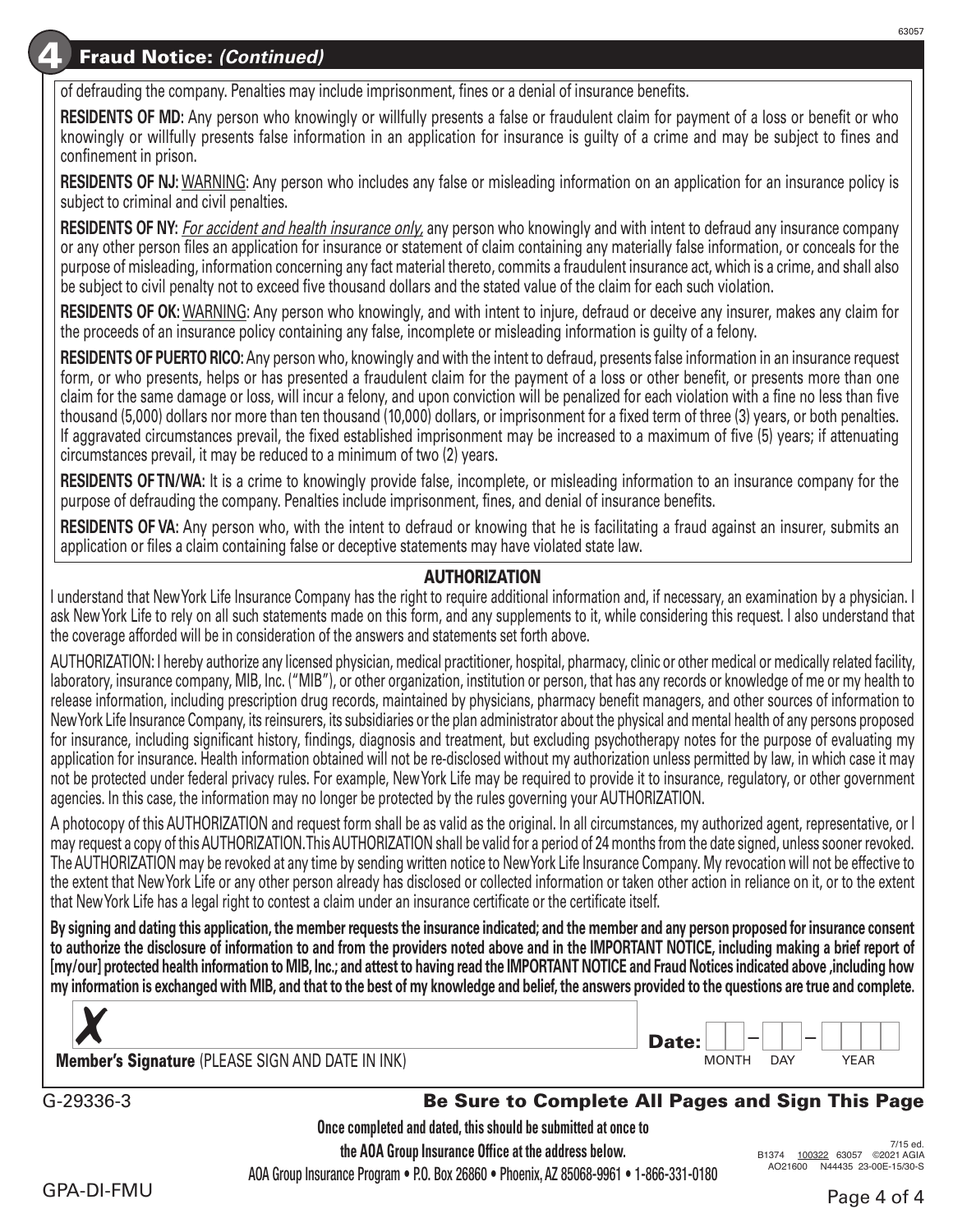## 4 Fraud Notice: *(Continued)*

of defrauding the company. Penalties may include imprisonment, fines or a denial of insurance benefits.

**RESIDENTS OF MD:** Any person who knowingly or willfully presents a false or fraudulent claim for payment of a loss or benefit or who knowingly or willfully presents false information in an application for insurance is guilty of a crime and may be subject to fines and confinement in prison.

**RESIDENTS OF NJ:** WARNING: Any person who includes any false or misleading information on an application for an insurance policy is subject to criminal and civil penalties.

**RESIDENTS OF NY:** *For accident and health insurance only,* any person who knowingly and with intent to defraud any insurance company or any other person files an application for insurance or statement of claim containing any materially false information, or conceals for the purpose of misleading, information concerning any fact material thereto, commits a fraudulent insurance act, which is a crime, and shall also be subject to civil penalty not to exceed five thousand dollars and the stated value of the claim for each such violation.

**RESIDENTS OF OK:** WARNING: Any person who knowingly, and with intent to injure, defraud or deceive any insurer, makes any claim for the proceeds of an insurance policy containing any false, incomplete or misleading information is guilty of a felony.

**RESIDENTS OF PUERTO RICO:** Any person who, knowingly and with the intent to defraud, presents false information in an insurance request form, or who presents, helps or has presented a fraudulent claim for the payment of a loss or other benefit, or presents more than one claim for the same damage or loss, will incur a felony, and upon conviction will be penalized for each violation with a fine no less than five thousand (5,000) dollars nor more than ten thousand (10,000) dollars, or imprisonment for a fixed term of three (3) years, or both penalties. If aggravated circumstances prevail, the fixed established imprisonment may be increased to a maximum of five (5) years; if attenuating circumstances prevail, it may be reduced to a minimum of two (2) years.

**RESIDENTS OF TN/WA:** It is a crime to knowingly provide false, incomplete, or misleading information to an insurance company for the purpose of defrauding the company. Penalties include imprisonment, fines, and denial of insurance benefits.

**RESIDENTS OF VA:** Any person who, with the intent to defraud or knowing that he is facilitating a fraud against an insurer, submits an application or files a claim containing false or deceptive statements may have violated state law.

### AUTHORIZATION

I understand that New York Life Insurance Company has the right to require additional information and, if necessary, an examination by a physician. I ask New York Life to rely on all such statements made on this form, and any supplements to it, while considering this request. I also understand that the coverage afforded will be in consideration of the answers and statements set forth above.

AUTHORIZATION: I hereby authorize any licensed physician, medical practitioner, hospital, pharmacy, clinic or other medical or medically related facility, laboratory, insurance company, MIB, Inc. ("MIB"), or other organization, institution or person, that has any records or knowledge of me or my health to release information, including prescription drug records, maintained by physicians, pharmacy benefit managers, and other sources of information to New York Life Insurance Company, its reinsurers, its subsidiaries or the plan administrator about the physical and mental health of any persons proposed for insurance, including significant history, findings, diagnosis and treatment, but excluding psychotherapy notes for the purpose of evaluating my application for insurance. Health information obtained will not be re-disclosed without my authorization unless permitted by law, in which case it may not be protected under federal privacy rules. For example, New York Life may be required to provide it to insurance, regulatory, or other government agencies. In this case, the information may no longer be protected by the rules governing your AUTHORIZATION.

A photocopy of this AUTHORIZATION and request form shall be as valid as the original. In all circumstances, my authorized agent, representative, or I may request a copy of this AUTHORIZATION. This AUTHORIZATION shall be valid for a period of 24 months from the date signed, unless sooner revoked. The AUTHORIZATION may be revoked at any time by sending written notice to New York Life Insurance Company. My revocation will not be effective to the extent that New York Life or any other person already has disclosed or collected information or taken other action in reliance on it, or to the extent that New York Life has a legal right to contest a claim under an insurance certificate or the certificate itself.

**By signing and dating this application, the member requests the insurance indicated; and the member and any person proposed for insurance consent to authorize the disclosure of information to and from the providers noted above and in the IMPORTANT NOTICE, including making a brief report of [my/our] protected health information to MIB, Inc.; and attest to having read the IMPORTANT NOTICE and Fraud Notices indicated above ,including how my information is exchanged with MIB, and that to the best of my knowledge and belief, the answers provided to the questions are true and complete.**

✗ ______________________________ **Member's Signature** (PLEASE SIGN AND DATE IN INK)

**Date:** ___ ___ – ___ ___ – ___ ___ ___ ___
MONTH DAY YEAR

G-29336-3

**Be Sure to Complete All Pages and Sign This Page**

**Once completed and dated, this should be submitted at once to the AOA Group Insurance Office at the address below.**

AOA Group Insurance Program • P.O. Box 26860 • Phoenix, AZ 85068-9961 • 1-866-331-0180

7/15 ed.
B1374 100322 63057 ©2021 AGIA
AO21600 N44435 23-00E-15/30-S

GPA-DI-FMU